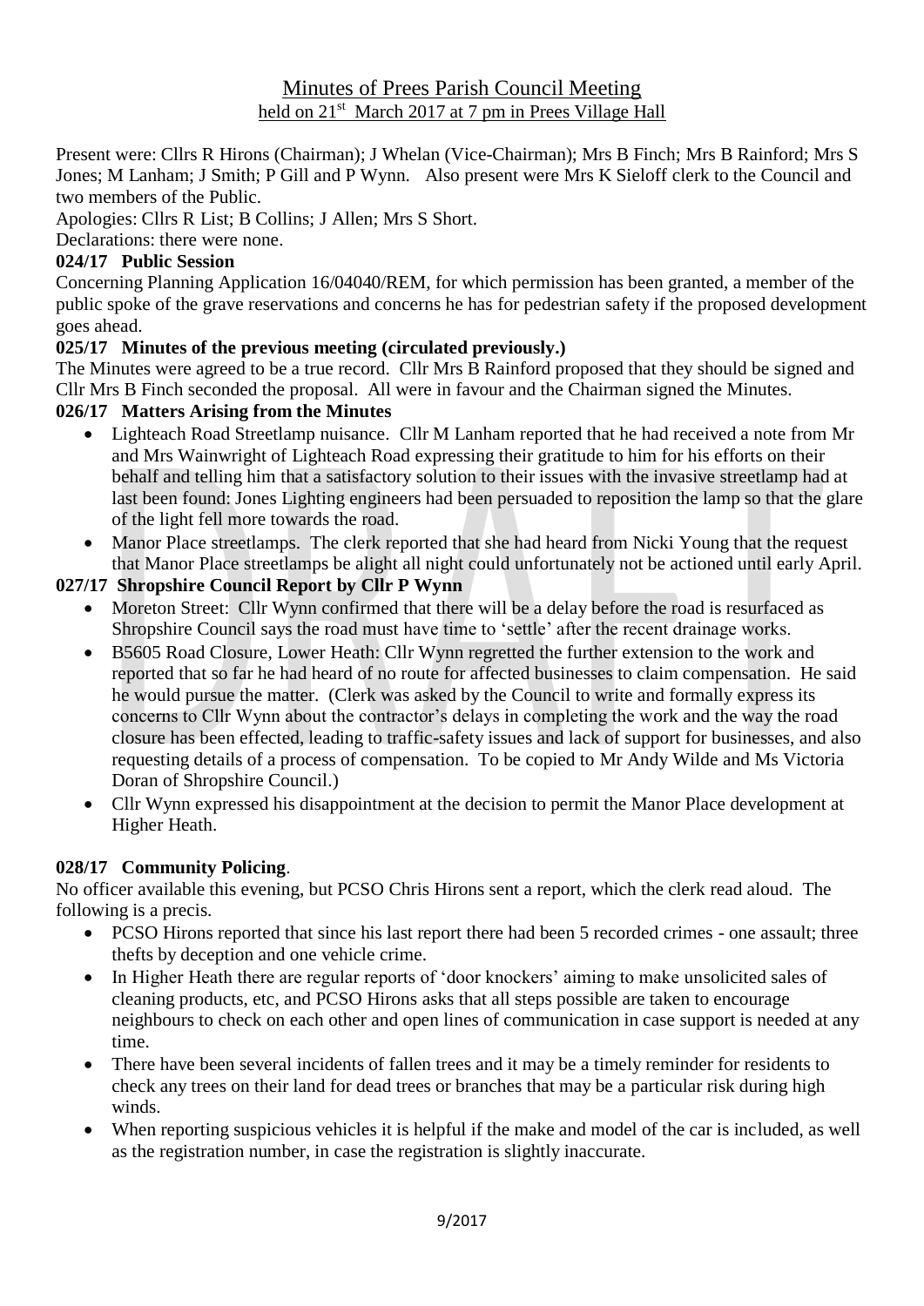# Minutes of Prees Parish Council Meeting

## held on 21st March 2017 at 7 pm in Prees Village Hall

Present were: Cllrs R Hirons (Chairman); J Whelan (Vice-Chairman); Mrs B Finch; Mrs B Rainford; Mrs S Jones; M Lanham; J Smith; P Gill and P Wynn. Also present were Mrs K Sieloff clerk to the Council and two members of the Public.

Apologies: Cllrs R List; B Collins; J Allen; Mrs S Short.

Declarations: there were none.

**024/17 Public Session**

Concerning Planning Application 16/04040/REM, for which permission has been granted, a member of the public spoke of the grave reservations and concerns he has for pedestrian safety if the proposed development goes ahead.

**025/17 Minutes of the previous meeting (circulated previously.)**

The Minutes were agreed to be a true record. Cllr Mrs B Rainford proposed that they should be signed and Cllr Mrs B Finch seconded the proposal. All were in favour and the Chairman signed the Minutes.

**026/17 Matters Arising from the Minutes**

- Lighteach Road Streetlamp nuisance. Cllr M Lanham reported that he had received a note from Mr and Mrs Wainwright of Lighteach Road expressing their gratitude to him for his efforts on their behalf and telling him that a satisfactory solution to their issues with the invasive streetlamp had at last been found: Jones Lighting engineers had been persuaded to reposition the lamp so that the glare of the light fell more towards the road.
- Manor Place streetlamps. The clerk reported that she had heard from Nicki Young that the request that Manor Place streetlamps be alight all night could unfortunately not be actioned until early April.

**027/17 Shropshire Council Report by Cllr P Wynn**

- Moreton Street: Cllr Wynn confirmed that there will be a delay before the road is resurfaced as Shropshire Council says the road must have time to 'settle' after the recent drainage works.
- B5605 Road Closure, Lower Heath: Cllr Wynn regretted the further extension to the work and reported that so far he had heard of no route for affected businesses to claim compensation. He said he would pursue the matter. (Clerk was asked by the Council to write and formally express its concerns to Cllr Wynn about the contractor's delays in completing the work and the way the road closure has been effected, leading to traffic-safety issues and lack of support for businesses, and also requesting details of a process of compensation. To be copied to Mr Andy Wilde and Ms Victoria Doran of Shropshire Council.)
- Cllr Wynn expressed his disappointment at the decision to permit the Manor Place development at Higher Heath.

**028/17 Community Policing**.

No officer available this evening, but PCSO Chris Hirons sent a report, which the clerk read aloud. The following is a precis.

- PCSO Hirons reported that since his last report there had been 5 recorded crimes - one assault; three thefts by deception and one vehicle crime.
- In Higher Heath there are regular reports of 'door knockers' aiming to make unsolicited sales of cleaning products, etc, and PCSO Hirons asks that all steps possible are taken to encourage neighbours to check on each other and open lines of communication in case support is needed at any time.
- There have been several incidents of fallen trees and it may be a timely reminder for residents to check any trees on their land for dead trees or branches that may be a particular risk during high winds.
- When reporting suspicious vehicles it is helpful if the make and model of the car is included, as well as the registration number, in case the registration is slightly inaccurate.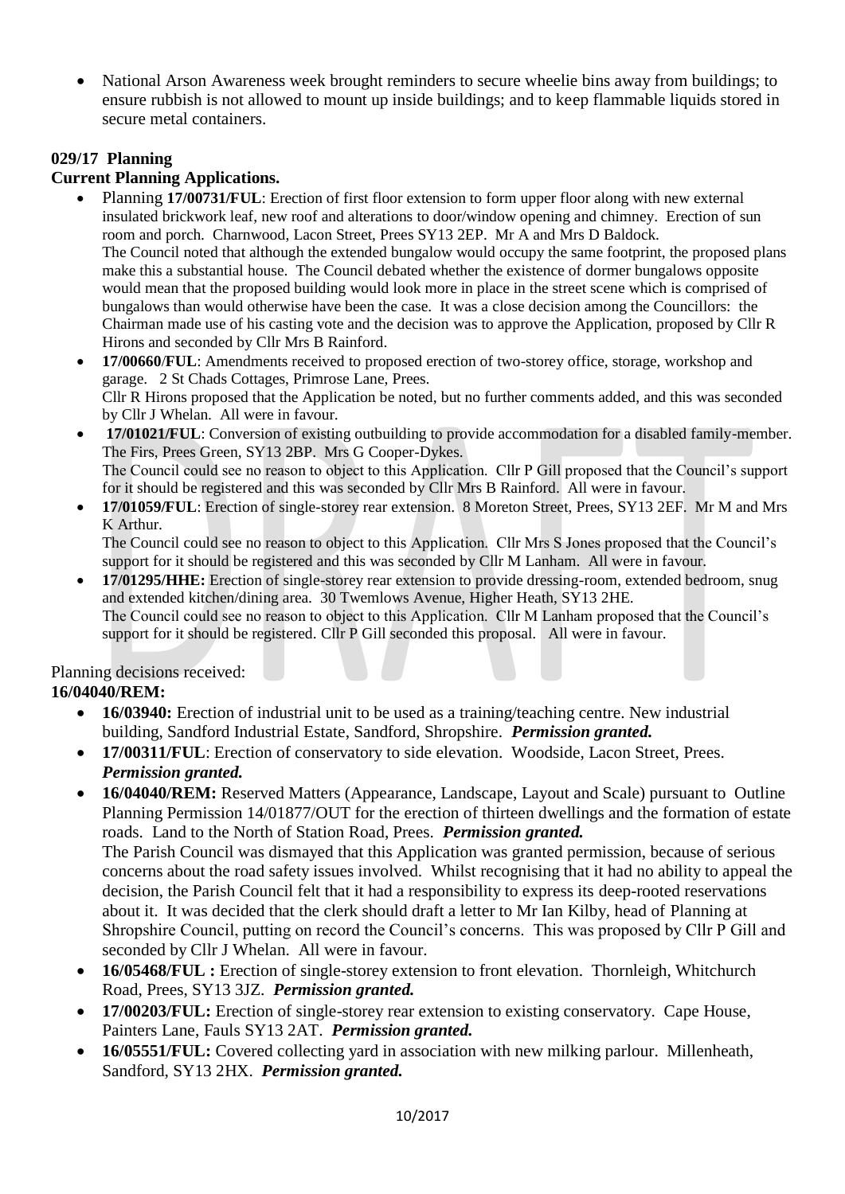- National Arson Awareness week brought reminders to secure wheelie bins away from buildings; to ensure rubbish is not allowed to mount up inside buildings; and to keep flammable liquids stored in secure metal containers.

**029/17 Planning**

**Current Planning Applications.**

- Planning **17/00731/FUL**: Erection of first floor extension to form upper floor along with new external insulated brickwork leaf, new roof and alterations to door/window opening and chimney. Erection of sun room and porch. Charnwood, Lacon Street, Prees SY13 2EP. Mr A and Mrs D Baldock.
  The Council noted that although the extended bungalow would occupy the same footprint, the proposed plans make this a substantial house. The Council debated whether the existence of dormer bungalows opposite would mean that the proposed building would look more in place in the street scene which is comprised of bungalows than would otherwise have been the case. It was a close decision among the Councillors: the Chairman made use of his casting vote and the decision was to approve the Application, proposed by Cllr R Hirons and seconded by Cllr Mrs B Rainford.
- **17/00660/FUL**: Amendments received to proposed erection of two-storey office, storage, workshop and garage. 2 St Chads Cottages, Primrose Lane, Prees.
  Cllr R Hirons proposed that the Application be noted, but no further comments added, and this was seconded by Cllr J Whelan. All were in favour.
- **17/01021/FUL**: Conversion of existing outbuilding to provide accommodation for a disabled family-member. The Firs, Prees Green, SY13 2BP. Mrs G Cooper-Dykes.
  The Council could see no reason to object to this Application. Cllr P Gill proposed that the Council's support for it should be registered and this was seconded by Cllr Mrs B Rainford. All were in favour.
- **17/01059/FUL**: Erection of single-storey rear extension. 8 Moreton Street, Prees, SY13 2EF. Mr M and Mrs K Arthur.
  The Council could see no reason to object to this Application. Cllr Mrs S Jones proposed that the Council's support for it should be registered and this was seconded by Cllr M Lanham. All were in favour.
- **17/01295/HHE:** Erection of single-storey rear extension to provide dressing-room, extended bedroom, snug and extended kitchen/dining area. 30 Twemlows Avenue, Higher Heath, SY13 2HE.
  The Council could see no reason to object to this Application. Cllr M Lanham proposed that the Council's support for it should be registered. Cllr P Gill seconded this proposal. All were in favour.

Planning decisions received:

**16/04040/REM:**

- **16/03940:** Erection of industrial unit to be used as a training/teaching centre. New industrial building, Sandford Industrial Estate, Sandford, Shropshire. ***Permission granted.***
- **17/00311/FUL**: Erection of conservatory to side elevation. Woodside, Lacon Street, Prees. ***Permission granted.***
- **16/04040/REM:** Reserved Matters (Appearance, Landscape, Layout and Scale) pursuant to Outline Planning Permission 14/01877/OUT for the erection of thirteen dwellings and the formation of estate roads. Land to the North of Station Road, Prees. ***Permission granted.***
  The Parish Council was dismayed that this Application was granted permission, because of serious concerns about the road safety issues involved. Whilst recognising that it had no ability to appeal the decision, the Parish Council felt that it had a responsibility to express its deep-rooted reservations about it. It was decided that the clerk should draft a letter to Mr Ian Kilby, head of Planning at Shropshire Council, putting on record the Council's concerns. This was proposed by Cllr P Gill and seconded by Cllr J Whelan. All were in favour.
- **16/05468/FUL :** Erection of single-storey extension to front elevation. Thornleigh, Whitchurch Road, Prees, SY13 3JZ. ***Permission granted.***
- **17/00203/FUL:** Erection of single-storey rear extension to existing conservatory. Cape House, Painters Lane, Fauls SY13 2AT. ***Permission granted.***
- **16/05551/FUL:** Covered collecting yard in association with new milking parlour. Millenheath, Sandford, SY13 2HX. ***Permission granted.***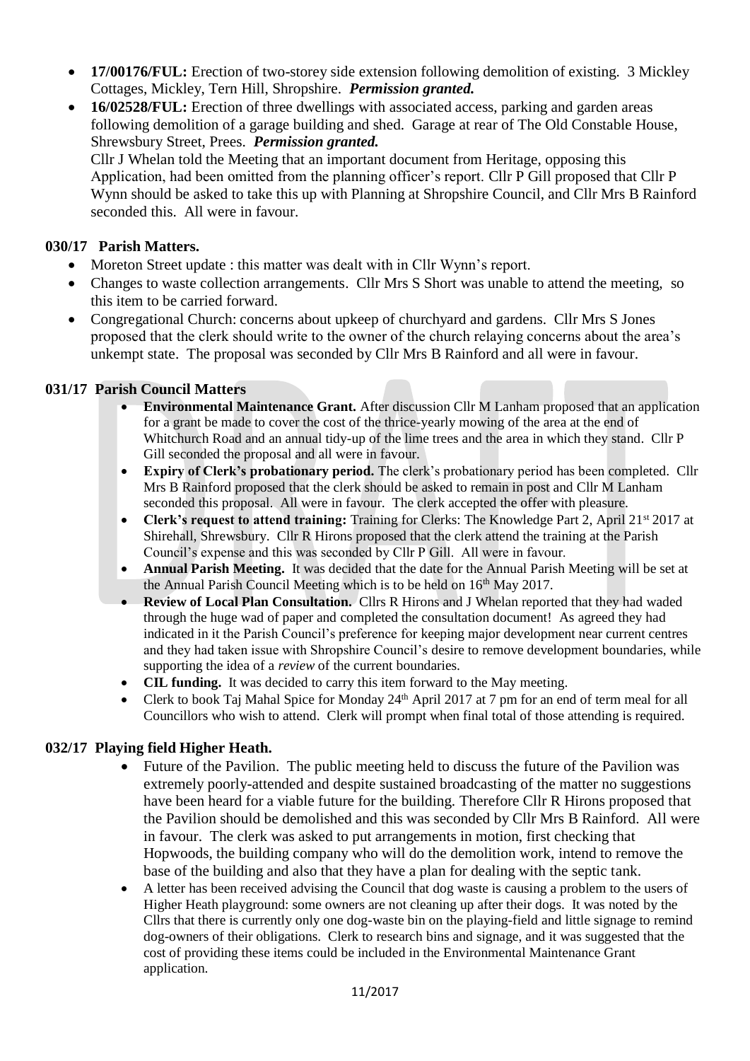- **17/00176/FUL:** Erection of two-storey side extension following demolition of existing. 3 Mickley Cottages, Mickley, Tern Hill, Shropshire. ***Permission granted.***
- **16/02528/FUL:** Erection of three dwellings with associated access, parking and garden areas following demolition of a garage building and shed. Garage at rear of The Old Constable House, Shrewsbury Street, Prees. ***Permission granted.***
  Cllr J Whelan told the Meeting that an important document from Heritage, opposing this Application, had been omitted from the planning officer's report. Cllr P Gill proposed that Cllr P Wynn should be asked to take this up with Planning at Shropshire Council, and Cllr Mrs B Rainford seconded this. All were in favour.

**030/17 Parish Matters.**

- Moreton Street update : this matter was dealt with in Cllr Wynn's report.
- Changes to waste collection arrangements. Cllr Mrs S Short was unable to attend the meeting, so this item to be carried forward.
- Congregational Church: concerns about upkeep of churchyard and gardens. Cllr Mrs S Jones proposed that the clerk should write to the owner of the church relaying concerns about the area's unkempt state. The proposal was seconded by Cllr Mrs B Rainford and all were in favour.

**031/17 Parish Council Matters**

- **Environmental Maintenance Grant.** After discussion Cllr M Lanham proposed that an application for a grant be made to cover the cost of the thrice-yearly mowing of the area at the end of Whitchurch Road and an annual tidy-up of the lime trees and the area in which they stand. Cllr P Gill seconded the proposal and all were in favour.
- **Expiry of Clerk's probationary period.** The clerk's probationary period has been completed. Cllr Mrs B Rainford proposed that the clerk should be asked to remain in post and Cllr M Lanham seconded this proposal. All were in favour. The clerk accepted the offer with pleasure.
- **Clerk's request to attend training:** Training for Clerks: The Knowledge Part 2, April 21st 2017 at Shirehall, Shrewsbury. Cllr R Hirons proposed that the clerk attend the training at the Parish Council's expense and this was seconded by Cllr P Gill. All were in favour.
- **Annual Parish Meeting.** It was decided that the date for the Annual Parish Meeting will be set at the Annual Parish Council Meeting which is to be held on 16th May 2017.
- **Review of Local Plan Consultation.** Cllrs R Hirons and J Whelan reported that they had waded through the huge wad of paper and completed the consultation document! As agreed they had indicated in it the Parish Council's preference for keeping major development near current centres and they had taken issue with Shropshire Council's desire to remove development boundaries, while supporting the idea of a *review* of the current boundaries.
- **CIL funding.** It was decided to carry this item forward to the May meeting.
- Clerk to book Taj Mahal Spice for Monday 24th April 2017 at 7 pm for an end of term meal for all Councillors who wish to attend. Clerk will prompt when final total of those attending is required.

**032/17 Playing field Higher Heath.**

- Future of the Pavilion. The public meeting held to discuss the future of the Pavilion was extremely poorly-attended and despite sustained broadcasting of the matter no suggestions have been heard for a viable future for the building. Therefore Cllr R Hirons proposed that the Pavilion should be demolished and this was seconded by Cllr Mrs B Rainford. All were in favour. The clerk was asked to put arrangements in motion, first checking that Hopwoods, the building company who will do the demolition work, intend to remove the base of the building and also that they have a plan for dealing with the septic tank.
- A letter has been received advising the Council that dog waste is causing a problem to the users of Higher Heath playground: some owners are not cleaning up after their dogs. It was noted by the Cllrs that there is currently only one dog-waste bin on the playing-field and little signage to remind dog-owners of their obligations. Clerk to research bins and signage, and it was suggested that the cost of providing these items could be included in the Environmental Maintenance Grant application.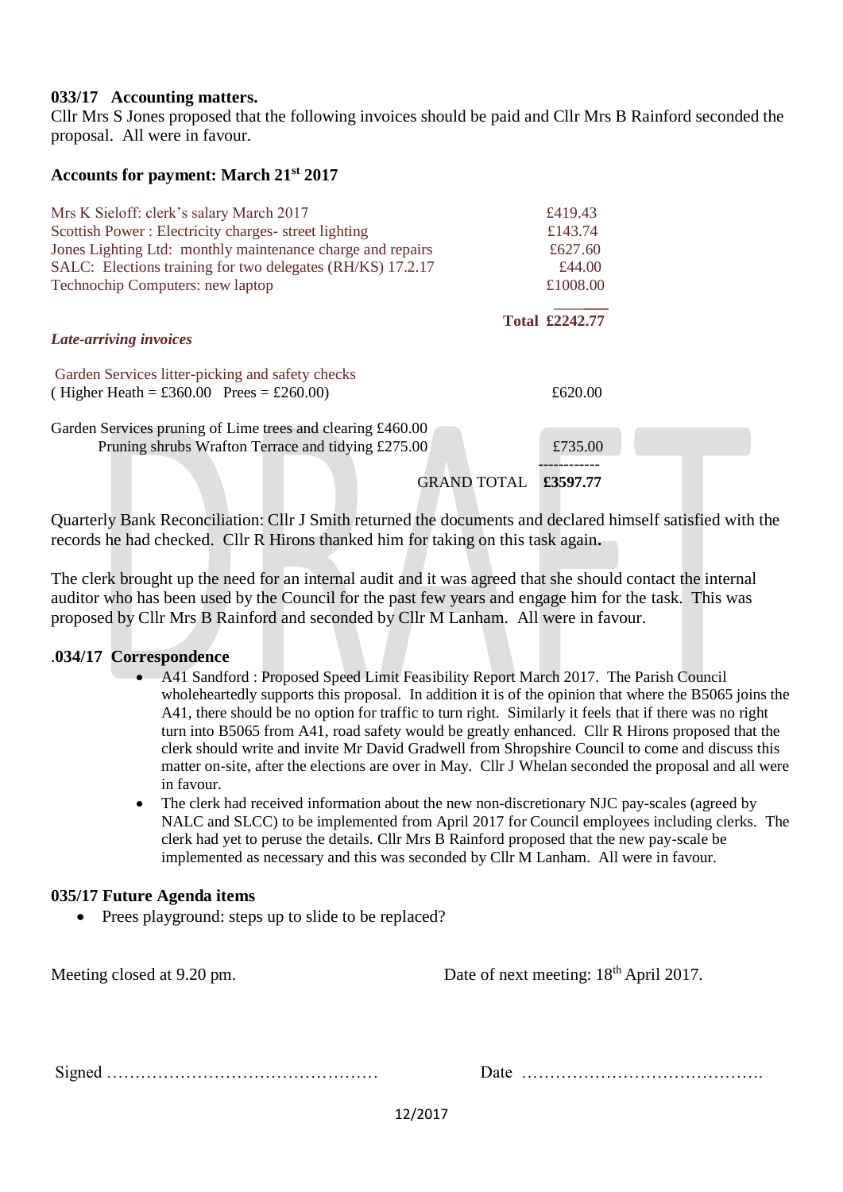**033/17 Accounting matters.**

Cllr Mrs S Jones proposed that the following invoices should be paid and Cllr Mrs B Rainford seconded the proposal. All were in favour.

**Accounts for payment: March 21st 2017**

| | |
|---|---|
| Mrs K Sieloff: clerk's salary March 2017 | £419.43 |
| Scottish Power : Electricity charges- street lighting | £143.74 |
| Jones Lighting Ltd: monthly maintenance charge and repairs | £627.60 |
| SALC: Elections training for two delegates (RH/KS) 17.2.17 | £44.00 |
| Technochip Computers: new laptop | £1008.00 |
| **Total** | **£2242.77** |

***Late-arriving invoices***

| | |
|---|---|
| Garden Services litter-picking and safety checks ( Higher Heath = £360.00 Prees = £260.00) | £620.00 |
| Garden Services pruning of Lime trees and clearing £460.00; Pruning shrubs Wrafton Terrace and tidying £275.00 | £735.00 |
| GRAND TOTAL | **£3597.77** |

Quarterly Bank Reconciliation: Cllr J Smith returned the documents and declared himself satisfied with the records he had checked. Cllr R Hirons thanked him for taking on this task again**.**

The clerk brought up the need for an internal audit and it was agreed that she should contact the internal auditor who has been used by the Council for the past few years and engage him for the task. This was proposed by Cllr Mrs B Rainford and seconded by Cllr M Lanham. All were in favour.

.**034/17 Correspondence**

- A41 Sandford : Proposed Speed Limit Feasibility Report March 2017. The Parish Council wholeheartedly supports this proposal. In addition it is of the opinion that where the B5065 joins the A41, there should be no option for traffic to turn right. Similarly it feels that if there was no right turn into B5065 from A41, road safety would be greatly enhanced. Cllr R Hirons proposed that the clerk should write and invite Mr David Gradwell from Shropshire Council to come and discuss this matter on-site, after the elections are over in May. Cllr J Whelan seconded the proposal and all were in favour.
- The clerk had received information about the new non-discretionary NJC pay-scales (agreed by NALC and SLCC) to be implemented from April 2017 for Council employees including clerks. The clerk had yet to peruse the details. Cllr Mrs B Rainford proposed that the new pay-scale be implemented as necessary and this was seconded by Cllr M Lanham. All were in favour.

**035/17 Future Agenda items**

- Prees playground: steps up to slide to be replaced?

Meeting closed at 9.20 pm.

Date of next meeting: 18th April 2017.

Signed …………………………………………

Date …………………………………….

12/2017